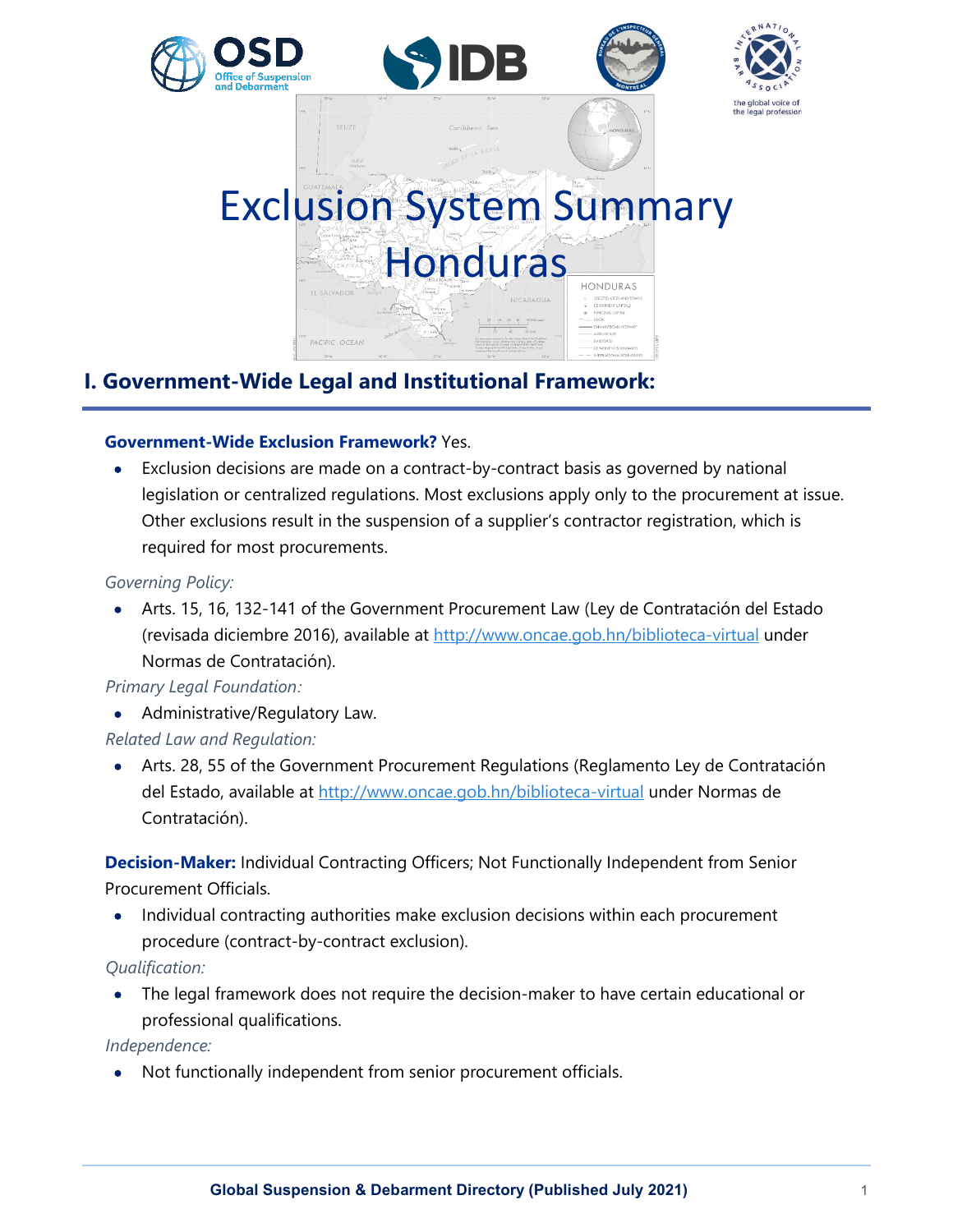# Exclusion System Summary
# Honduras

## I. Government-Wide Legal and Institutional Framework:

**Government-Wide Exclusion Framework?** Yes.

- Exclusion decisions are made on a contract-by-contract basis as governed by national legislation or centralized regulations. Most exclusions apply only to the procurement at issue. Other exclusions result in the suspension of a supplier's contractor registration, which is required for most procurements.

*Governing Policy:*

- Arts. 15, 16, 132-141 of the Government Procurement Law (Ley de Contratación del Estado (revisada diciembre 2016), available at http://www.oncae.gob.hn/biblioteca-virtual under Normas de Contratación).

*Primary Legal Foundation:*

- Administrative/Regulatory Law.

*Related Law and Regulation:*

- Arts. 28, 55 of the Government Procurement Regulations (Reglamento Ley de Contratación del Estado, available at http://www.oncae.gob.hn/biblioteca-virtual under Normas de Contratación).

**Decision-Maker:** Individual Contracting Officers; Not Functionally Independent from Senior Procurement Officials.

- Individual contracting authorities make exclusion decisions within each procurement procedure (contract-by-contract exclusion).

*Qualification:*

- The legal framework does not require the decision-maker to have certain educational or professional qualifications.

*Independence:*

- Not functionally independent from senior procurement officials.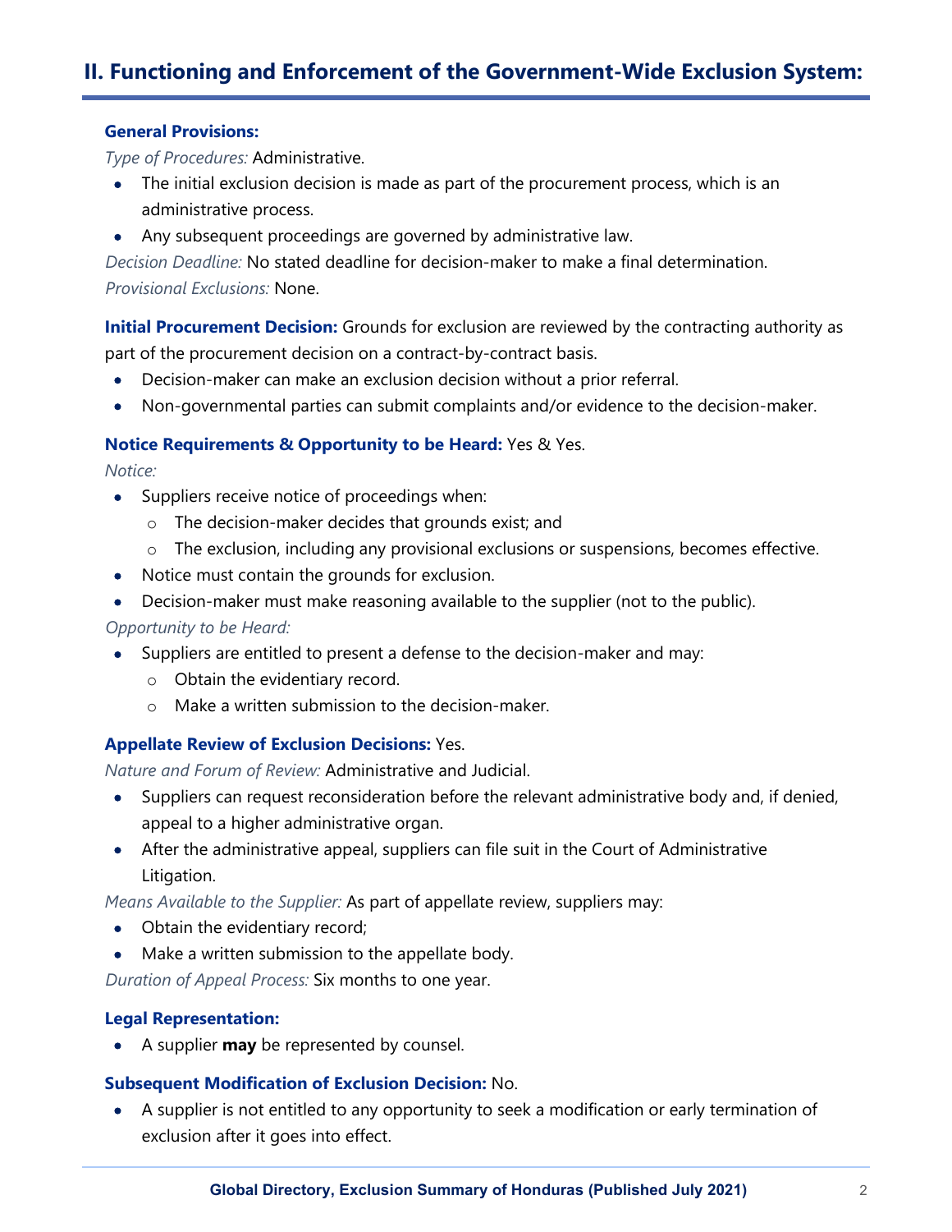## II. Functioning and Enforcement of the Government-Wide Exclusion System:

### General Provisions:

*Type of Procedures:* Administrative.

- The initial exclusion decision is made as part of the procurement process, which is an administrative process.
- Any subsequent proceedings are governed by administrative law.

*Decision Deadline:* No stated deadline for decision-maker to make a final determination.

*Provisional Exclusions:* None.

**Initial Procurement Decision:** Grounds for exclusion are reviewed by the contracting authority as part of the procurement decision on a contract-by-contract basis.

- Decision-maker can make an exclusion decision without a prior referral.
- Non-governmental parties can submit complaints and/or evidence to the decision-maker.

**Notice Requirements & Opportunity to be Heard:** Yes & Yes.

*Notice:*

- Suppliers receive notice of proceedings when:
  - The decision-maker decides that grounds exist; and
  - The exclusion, including any provisional exclusions or suspensions, becomes effective.
- Notice must contain the grounds for exclusion.
- Decision-maker must make reasoning available to the supplier (not to the public).

*Opportunity to be Heard:*

- Suppliers are entitled to present a defense to the decision-maker and may:
  - Obtain the evidentiary record.
  - Make a written submission to the decision-maker.

**Appellate Review of Exclusion Decisions:** Yes.

*Nature and Forum of Review:* Administrative and Judicial.

- Suppliers can request reconsideration before the relevant administrative body and, if denied, appeal to a higher administrative organ.
- After the administrative appeal, suppliers can file suit in the Court of Administrative Litigation.

*Means Available to the Supplier:* As part of appellate review, suppliers may:

- Obtain the evidentiary record;
- Make a written submission to the appellate body.

*Duration of Appeal Process:* Six months to one year.

**Legal Representation:**

- A supplier **may** be represented by counsel.

**Subsequent Modification of Exclusion Decision:** No.

- A supplier is not entitled to any opportunity to seek a modification or early termination of exclusion after it goes into effect.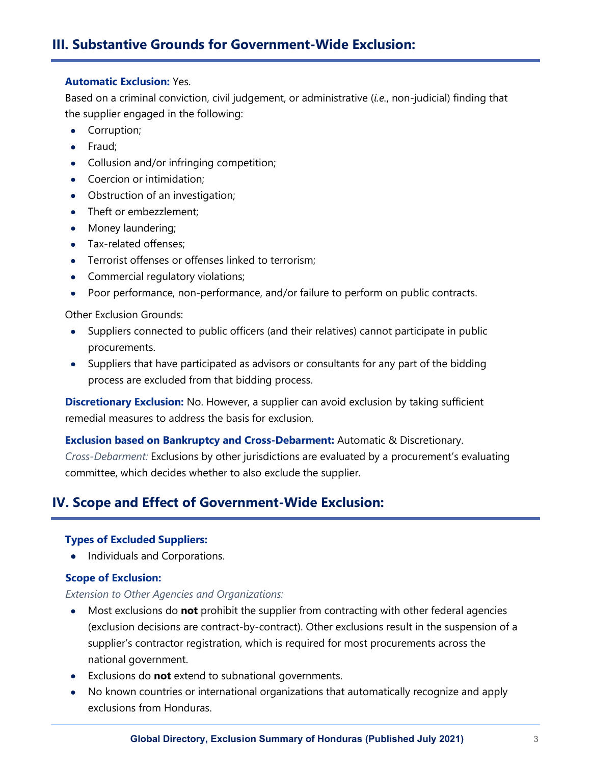## III. Substantive Grounds for Government-Wide Exclusion:

**Automatic Exclusion:** Yes.

Based on a criminal conviction, civil judgement, or administrative (*i.e.*, non-judicial) finding that the supplier engaged in the following:

- Corruption;
- Fraud;
- Collusion and/or infringing competition;
- Coercion or intimidation;
- Obstruction of an investigation;
- Theft or embezzlement;
- Money laundering;
- Tax-related offenses;
- Terrorist offenses or offenses linked to terrorism;
- Commercial regulatory violations;
- Poor performance, non-performance, and/or failure to perform on public contracts.

Other Exclusion Grounds:

- Suppliers connected to public officers (and their relatives) cannot participate in public procurements.
- Suppliers that have participated as advisors or consultants for any part of the bidding process are excluded from that bidding process.

**Discretionary Exclusion:** No. However, a supplier can avoid exclusion by taking sufficient remedial measures to address the basis for exclusion.

**Exclusion based on Bankruptcy and Cross-Debarment:** Automatic & Discretionary.

*Cross-Debarment:* Exclusions by other jurisdictions are evaluated by a procurement's evaluating committee, which decides whether to also exclude the supplier.

## IV. Scope and Effect of Government-Wide Exclusion:

**Types of Excluded Suppliers:**

- Individuals and Corporations.

**Scope of Exclusion:**

*Extension to Other Agencies and Organizations:*

- Most exclusions do **not** prohibit the supplier from contracting with other federal agencies (exclusion decisions are contract-by-contract). Other exclusions result in the suspension of a supplier's contractor registration, which is required for most procurements across the national government.
- Exclusions do **not** extend to subnational governments.
- No known countries or international organizations that automatically recognize and apply exclusions from Honduras.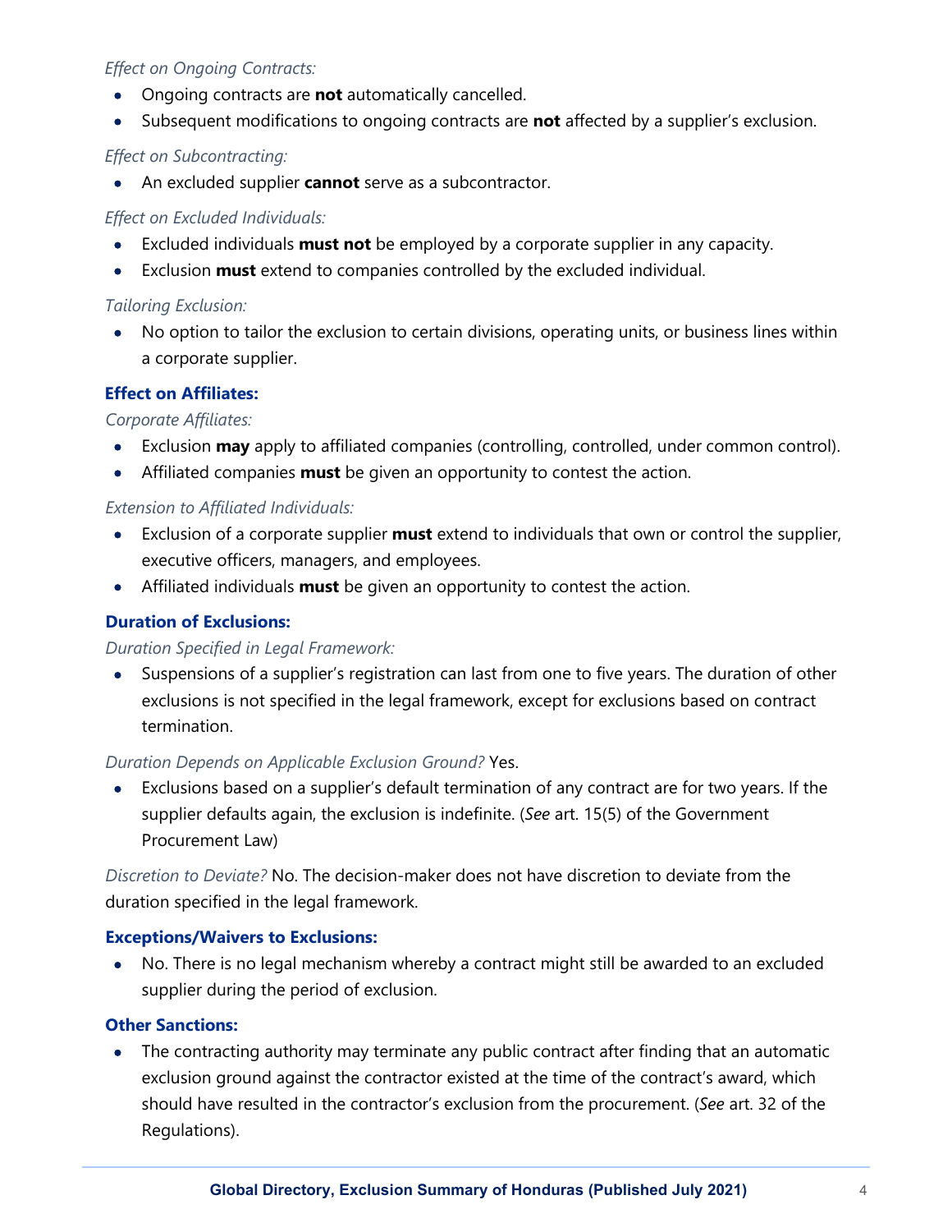*Effect on Ongoing Contracts:*

- Ongoing contracts are **not** automatically cancelled.
- Subsequent modifications to ongoing contracts are **not** affected by a supplier's exclusion.

*Effect on Subcontracting:*

- An excluded supplier **cannot** serve as a subcontractor.

*Effect on Excluded Individuals:*

- Excluded individuals **must not** be employed by a corporate supplier in any capacity.
- Exclusion **must** extend to companies controlled by the excluded individual.

*Tailoring Exclusion:*

- No option to tailor the exclusion to certain divisions, operating units, or business lines within a corporate supplier.

**Effect on Affiliates:**

*Corporate Affiliates:*

- Exclusion **may** apply to affiliated companies (controlling, controlled, under common control).
- Affiliated companies **must** be given an opportunity to contest the action.

*Extension to Affiliated Individuals:*

- Exclusion of a corporate supplier **must** extend to individuals that own or control the supplier, executive officers, managers, and employees.
- Affiliated individuals **must** be given an opportunity to contest the action.

**Duration of Exclusions:**

*Duration Specified in Legal Framework:*

- Suspensions of a supplier's registration can last from one to five years. The duration of other exclusions is not specified in the legal framework, except for exclusions based on contract termination.

*Duration Depends on Applicable Exclusion Ground?* Yes.

- Exclusions based on a supplier's default termination of any contract are for two years. If the supplier defaults again, the exclusion is indefinite. (*See* art. 15(5) of the Government Procurement Law)

*Discretion to Deviate?* No. The decision-maker does not have discretion to deviate from the duration specified in the legal framework.

**Exceptions/Waivers to Exclusions:**

- No. There is no legal mechanism whereby a contract might still be awarded to an excluded supplier during the period of exclusion.

**Other Sanctions:**

- The contracting authority may terminate any public contract after finding that an automatic exclusion ground against the contractor existed at the time of the contract's award, which should have resulted in the contractor's exclusion from the procurement. (*See* art. 32 of the Regulations).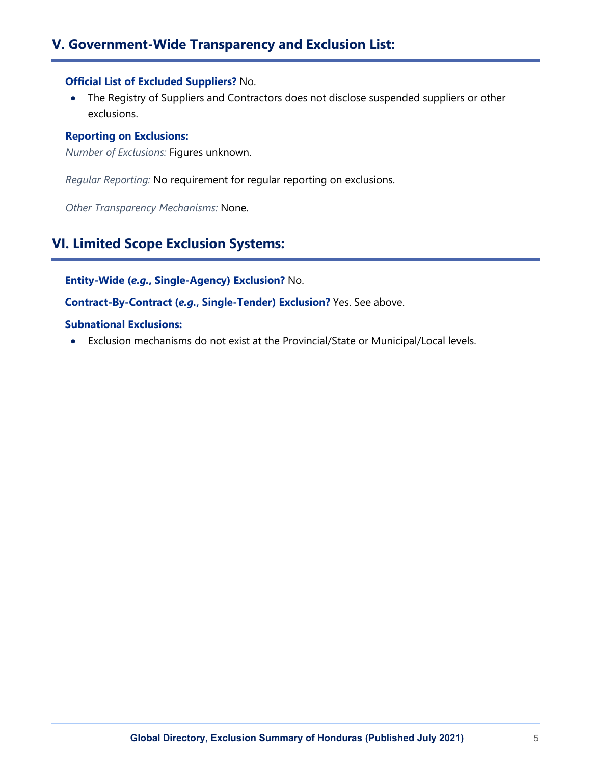## V. Government-Wide Transparency and Exclusion List:

**Official List of Excluded Suppliers?** No.

- The Registry of Suppliers and Contractors does not disclose suspended suppliers or other exclusions.

**Reporting on Exclusions:**

*Number of Exclusions:* Figures unknown.

*Regular Reporting:* No requirement for regular reporting on exclusions.

*Other Transparency Mechanisms:* None.

## VI. Limited Scope Exclusion Systems:

**Entity-Wide (*e.g.*, Single-Agency) Exclusion?** No.

**Contract-By-Contract (*e.g.*, Single-Tender) Exclusion?** Yes. See above.

**Subnational Exclusions:**

- Exclusion mechanisms do not exist at the Provincial/State or Municipal/Local levels.